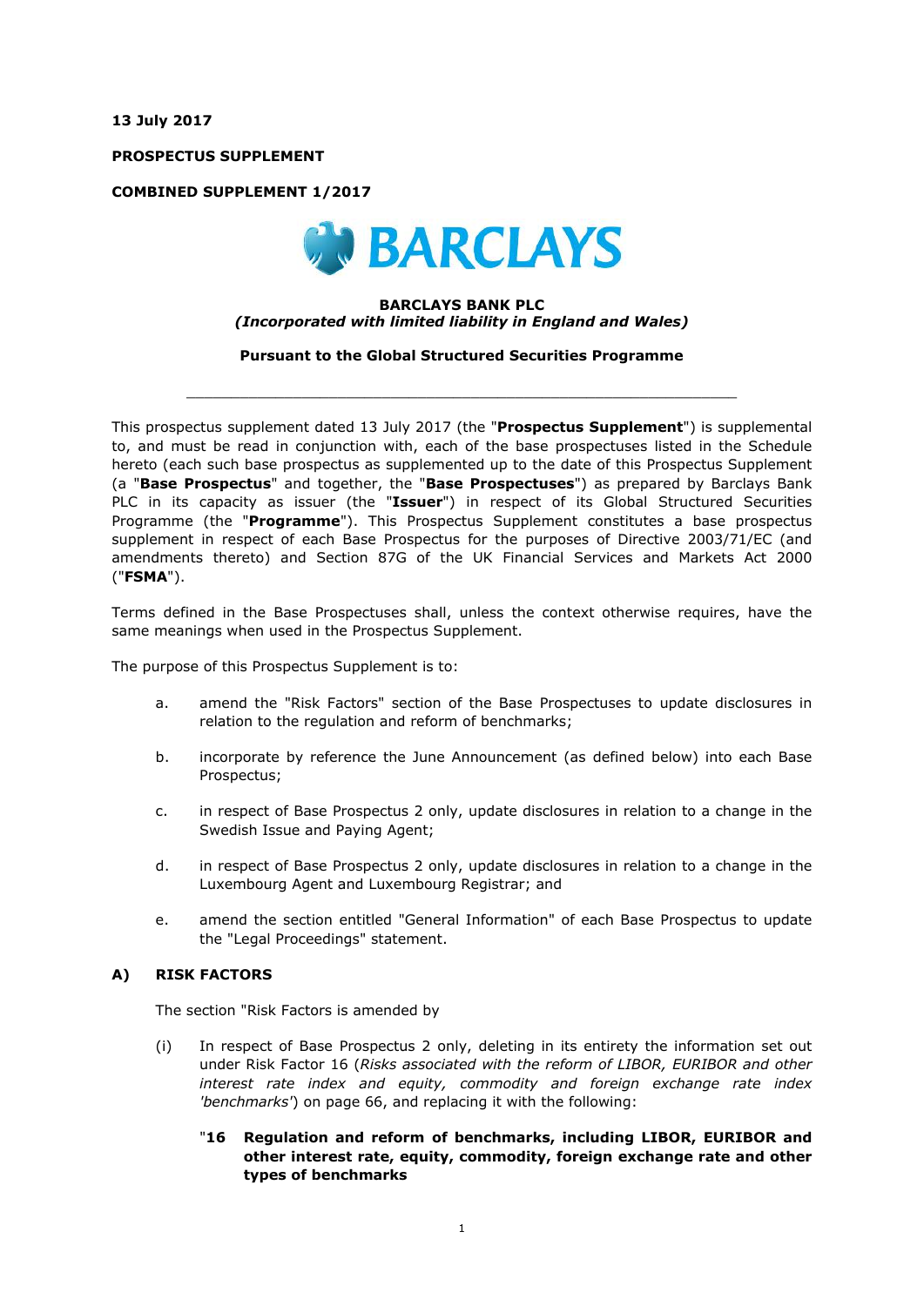**13 July 2017**

**PROSPECTUS SUPPLEMENT**

**COMBINED SUPPLEMENT 1/2017**

**BARCLAYS BANK PLC**
***(Incorporated with limited liability in England and Wales)***

**Pursuant to the Global Structured Securities Programme**

---

This prospectus supplement dated 13 July 2017 (the "**Prospectus Supplement**") is supplemental to, and must be read in conjunction with, each of the base prospectuses listed in the Schedule hereto (each such base prospectus as supplemented up to the date of this Prospectus Supplement (a "**Base Prospectus**" and together, the "**Base Prospectuses**") as prepared by Barclays Bank PLC in its capacity as issuer (the "**Issuer**") in respect of its Global Structured Securities Programme (the "**Programme**"). This Prospectus Supplement constitutes a base prospectus supplement in respect of each Base Prospectus for the purposes of Directive 2003/71/EC (and amendments thereto) and Section 87G of the UK Financial Services and Markets Act 2000 ("**FSMA**").

Terms defined in the Base Prospectuses shall, unless the context otherwise requires, have the same meanings when used in the Prospectus Supplement.

The purpose of this Prospectus Supplement is to:

a. amend the "Risk Factors" section of the Base Prospectuses to update disclosures in relation to the regulation and reform of benchmarks;

b. incorporate by reference the June Announcement (as defined below) into each Base Prospectus;

c. in respect of Base Prospectus 2 only, update disclosures in relation to a change in the Swedish Issue and Paying Agent;

d. in respect of Base Prospectus 2 only, update disclosures in relation to a change in the Luxembourg Agent and Luxembourg Registrar; and

e. amend the section entitled "General Information" of each Base Prospectus to update the "Legal Proceedings" statement.

## A) RISK FACTORS

The section "Risk Factors is amended by

(i) In respect of Base Prospectus 2 only, deleting in its entirety the information set out under Risk Factor 16 (*Risks associated with the reform of LIBOR, EURIBOR and other interest rate index and equity, commodity and foreign exchange rate index 'benchmarks'*) on page 66, and replacing it with the following:

"**16 Regulation and reform of benchmarks, including LIBOR, EURIBOR and other interest rate, equity, commodity, foreign exchange rate and other types of benchmarks**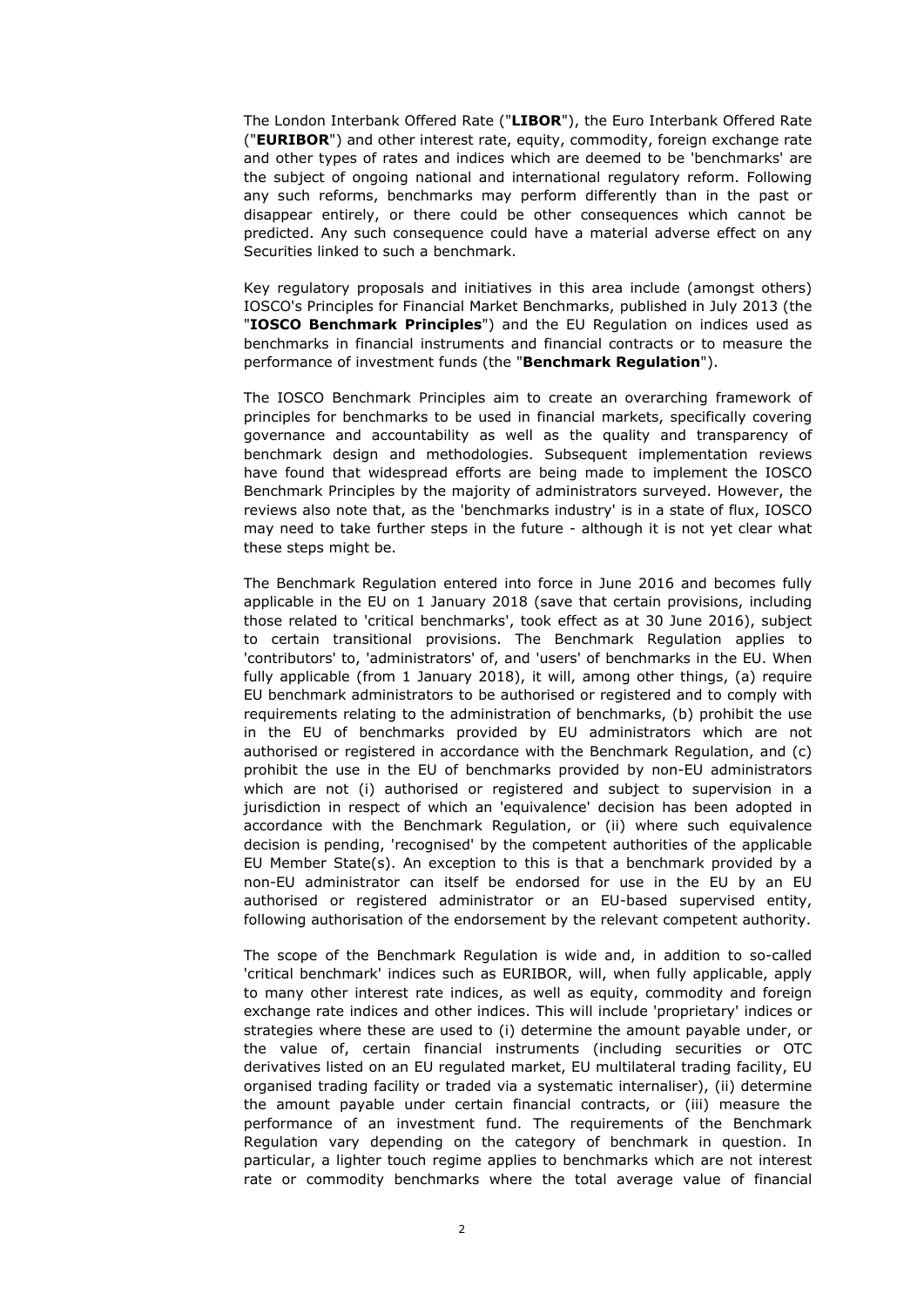The London Interbank Offered Rate ("**LIBOR**"), the Euro Interbank Offered Rate ("**EURIBOR**") and other interest rate, equity, commodity, foreign exchange rate and other types of rates and indices which are deemed to be 'benchmarks' are the subject of ongoing national and international regulatory reform. Following any such reforms, benchmarks may perform differently than in the past or disappear entirely, or there could be other consequences which cannot be predicted. Any such consequence could have a material adverse effect on any Securities linked to such a benchmark.

Key regulatory proposals and initiatives in this area include (amongst others) IOSCO's Principles for Financial Market Benchmarks, published in July 2013 (the "**IOSCO Benchmark Principles**") and the EU Regulation on indices used as benchmarks in financial instruments and financial contracts or to measure the performance of investment funds (the "**Benchmark Regulation**").

The IOSCO Benchmark Principles aim to create an overarching framework of principles for benchmarks to be used in financial markets, specifically covering governance and accountability as well as the quality and transparency of benchmark design and methodologies. Subsequent implementation reviews have found that widespread efforts are being made to implement the IOSCO Benchmark Principles by the majority of administrators surveyed. However, the reviews also note that, as the 'benchmarks industry' is in a state of flux, IOSCO may need to take further steps in the future - although it is not yet clear what these steps might be.

The Benchmark Regulation entered into force in June 2016 and becomes fully applicable in the EU on 1 January 2018 (save that certain provisions, including those related to 'critical benchmarks', took effect as at 30 June 2016), subject to certain transitional provisions. The Benchmark Regulation applies to 'contributors' to, 'administrators' of, and 'users' of benchmarks in the EU. When fully applicable (from 1 January 2018), it will, among other things, (a) require EU benchmark administrators to be authorised or registered and to comply with requirements relating to the administration of benchmarks, (b) prohibit the use in the EU of benchmarks provided by EU administrators which are not authorised or registered in accordance with the Benchmark Regulation, and (c) prohibit the use in the EU of benchmarks provided by non-EU administrators which are not (i) authorised or registered and subject to supervision in a jurisdiction in respect of which an 'equivalence' decision has been adopted in accordance with the Benchmark Regulation, or (ii) where such equivalence decision is pending, 'recognised' by the competent authorities of the applicable EU Member State(s). An exception to this is that a benchmark provided by a non-EU administrator can itself be endorsed for use in the EU by an EU authorised or registered administrator or an EU-based supervised entity, following authorisation of the endorsement by the relevant competent authority.

The scope of the Benchmark Regulation is wide and, in addition to so-called 'critical benchmark' indices such as EURIBOR, will, when fully applicable, apply to many other interest rate indices, as well as equity, commodity and foreign exchange rate indices and other indices. This will include 'proprietary' indices or strategies where these are used to (i) determine the amount payable under, or the value of, certain financial instruments (including securities or OTC derivatives listed on an EU regulated market, EU multilateral trading facility, EU organised trading facility or traded via a systematic internaliser), (ii) determine the amount payable under certain financial contracts, or (iii) measure the performance of an investment fund. The requirements of the Benchmark Regulation vary depending on the category of benchmark in question. In particular, a lighter touch regime applies to benchmarks which are not interest rate or commodity benchmarks where the total average value of financial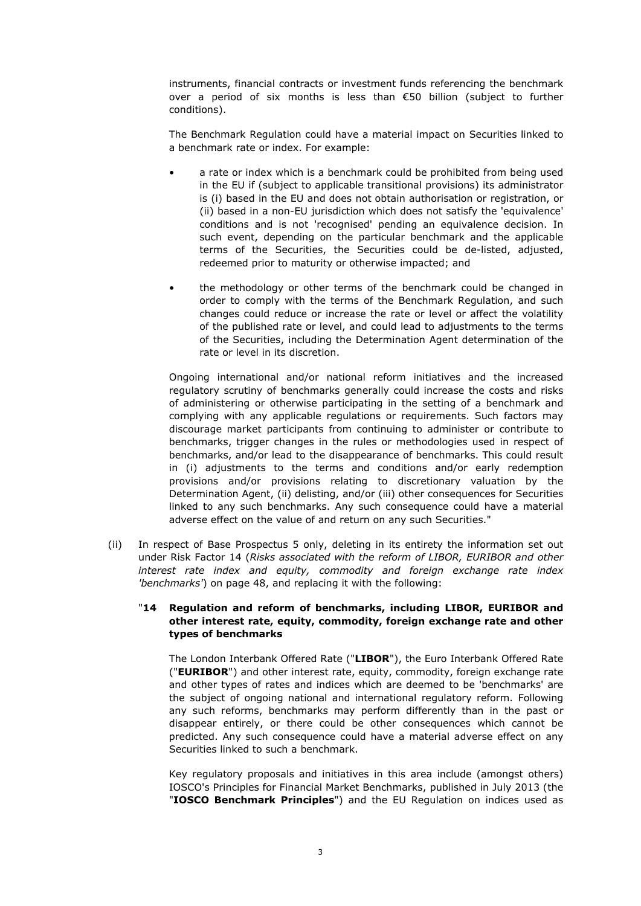instruments, financial contracts or investment funds referencing the benchmark over a period of six months is less than €50 billion (subject to further conditions).

The Benchmark Regulation could have a material impact on Securities linked to a benchmark rate or index. For example:

- a rate or index which is a benchmark could be prohibited from being used in the EU if (subject to applicable transitional provisions) its administrator is (i) based in the EU and does not obtain authorisation or registration, or (ii) based in a non-EU jurisdiction which does not satisfy the 'equivalence' conditions and is not 'recognised' pending an equivalence decision. In such event, depending on the particular benchmark and the applicable terms of the Securities, the Securities could be de-listed, adjusted, redeemed prior to maturity or otherwise impacted; and

- the methodology or other terms of the benchmark could be changed in order to comply with the terms of the Benchmark Regulation, and such changes could reduce or increase the rate or level or affect the volatility of the published rate or level, and could lead to adjustments to the terms of the Securities, including the Determination Agent determination of the rate or level in its discretion.

Ongoing international and/or national reform initiatives and the increased regulatory scrutiny of benchmarks generally could increase the costs and risks of administering or otherwise participating in the setting of a benchmark and complying with any applicable regulations or requirements. Such factors may discourage market participants from continuing to administer or contribute to benchmarks, trigger changes in the rules or methodologies used in respect of benchmarks, and/or lead to the disappearance of benchmarks. This could result in (i) adjustments to the terms and conditions and/or early redemption provisions and/or provisions relating to discretionary valuation by the Determination Agent, (ii) delisting, and/or (iii) other consequences for Securities linked to any such benchmarks. Any such consequence could have a material adverse effect on the value of and return on any such Securities."

(ii) In respect of Base Prospectus 5 only, deleting in its entirety the information set out under Risk Factor 14 (*Risks associated with the reform of LIBOR, EURIBOR and other interest rate index and equity, commodity and foreign exchange rate index 'benchmarks'*) on page 48, and replacing it with the following:

"**14 Regulation and reform of benchmarks, including LIBOR, EURIBOR and other interest rate, equity, commodity, foreign exchange rate and other types of benchmarks**

The London Interbank Offered Rate ("**LIBOR**"), the Euro Interbank Offered Rate ("**EURIBOR**") and other interest rate, equity, commodity, foreign exchange rate and other types of rates and indices which are deemed to be 'benchmarks' are the subject of ongoing national and international regulatory reform. Following any such reforms, benchmarks may perform differently than in the past or disappear entirely, or there could be other consequences which cannot be predicted. Any such consequence could have a material adverse effect on any Securities linked to such a benchmark.

Key regulatory proposals and initiatives in this area include (amongst others) IOSCO's Principles for Financial Market Benchmarks, published in July 2013 (the "**IOSCO Benchmark Principles**") and the EU Regulation on indices used as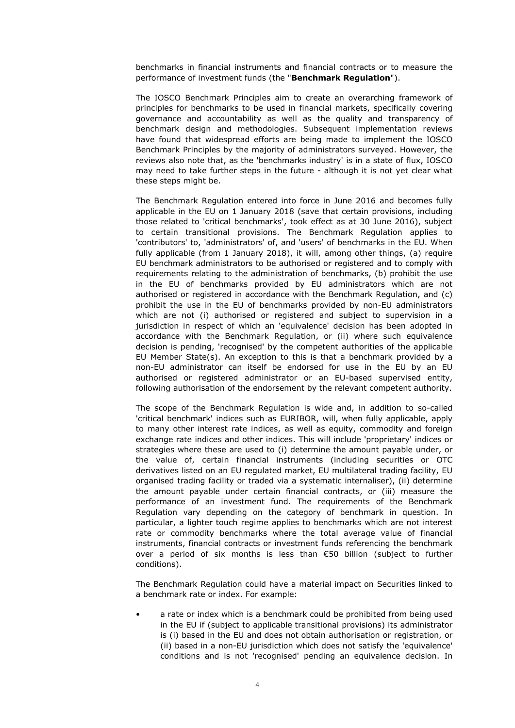benchmarks in financial instruments and financial contracts or to measure the performance of investment funds (the "**Benchmark Regulation**").

The IOSCO Benchmark Principles aim to create an overarching framework of principles for benchmarks to be used in financial markets, specifically covering governance and accountability as well as the quality and transparency of benchmark design and methodologies. Subsequent implementation reviews have found that widespread efforts are being made to implement the IOSCO Benchmark Principles by the majority of administrators surveyed. However, the reviews also note that, as the 'benchmarks industry' is in a state of flux, IOSCO may need to take further steps in the future - although it is not yet clear what these steps might be.

The Benchmark Regulation entered into force in June 2016 and becomes fully applicable in the EU on 1 January 2018 (save that certain provisions, including those related to 'critical benchmarks', took effect as at 30 June 2016), subject to certain transitional provisions. The Benchmark Regulation applies to 'contributors' to, 'administrators' of, and 'users' of benchmarks in the EU. When fully applicable (from 1 January 2018), it will, among other things, (a) require EU benchmark administrators to be authorised or registered and to comply with requirements relating to the administration of benchmarks, (b) prohibit the use in the EU of benchmarks provided by EU administrators which are not authorised or registered in accordance with the Benchmark Regulation, and (c) prohibit the use in the EU of benchmarks provided by non-EU administrators which are not (i) authorised or registered and subject to supervision in a jurisdiction in respect of which an 'equivalence' decision has been adopted in accordance with the Benchmark Regulation, or (ii) where such equivalence decision is pending, 'recognised' by the competent authorities of the applicable EU Member State(s). An exception to this is that a benchmark provided by a non-EU administrator can itself be endorsed for use in the EU by an EU authorised or registered administrator or an EU-based supervised entity, following authorisation of the endorsement by the relevant competent authority.

The scope of the Benchmark Regulation is wide and, in addition to so-called 'critical benchmark' indices such as EURIBOR, will, when fully applicable, apply to many other interest rate indices, as well as equity, commodity and foreign exchange rate indices and other indices. This will include 'proprietary' indices or strategies where these are used to (i) determine the amount payable under, or the value of, certain financial instruments (including securities or OTC derivatives listed on an EU regulated market, EU multilateral trading facility, EU organised trading facility or traded via a systematic internaliser), (ii) determine the amount payable under certain financial contracts, or (iii) measure the performance of an investment fund. The requirements of the Benchmark Regulation vary depending on the category of benchmark in question. In particular, a lighter touch regime applies to benchmarks which are not interest rate or commodity benchmarks where the total average value of financial instruments, financial contracts or investment funds referencing the benchmark over a period of six months is less than €50 billion (subject to further conditions).

The Benchmark Regulation could have a material impact on Securities linked to a benchmark rate or index. For example:

- a rate or index which is a benchmark could be prohibited from being used in the EU if (subject to applicable transitional provisions) its administrator is (i) based in the EU and does not obtain authorisation or registration, or (ii) based in a non-EU jurisdiction which does not satisfy the 'equivalence' conditions and is not 'recognised' pending an equivalence decision. In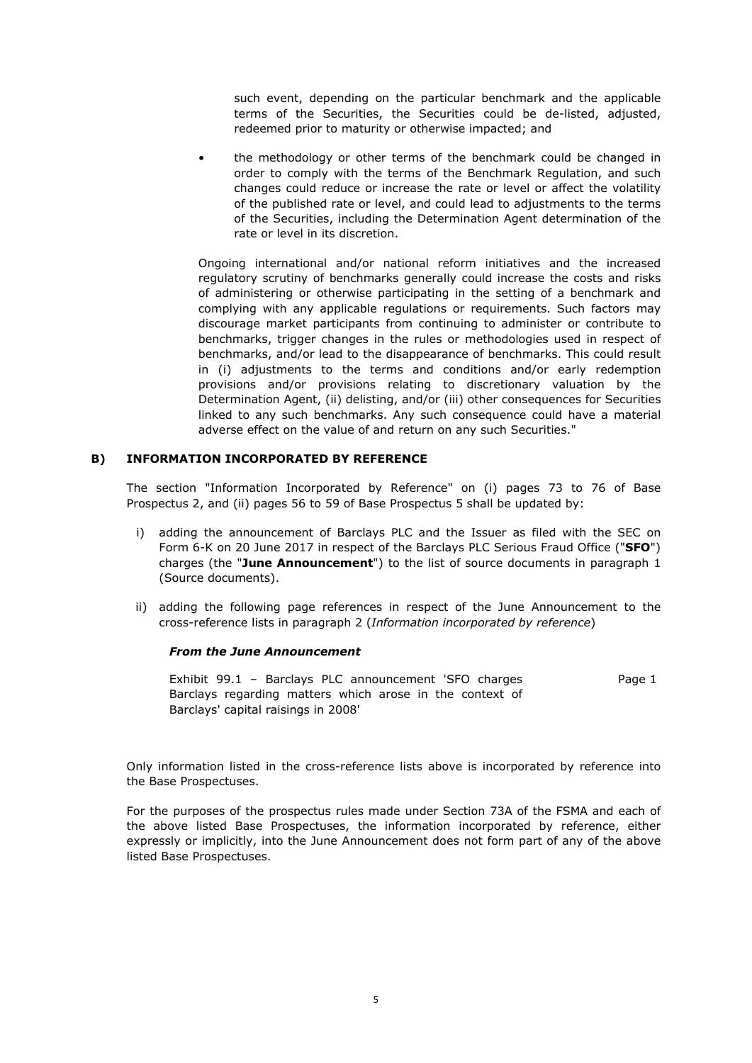such event, depending on the particular benchmark and the applicable terms of the Securities, the Securities could be de-listed, adjusted, redeemed prior to maturity or otherwise impacted; and

- the methodology or other terms of the benchmark could be changed in order to comply with the terms of the Benchmark Regulation, and such changes could reduce or increase the rate or level or affect the volatility of the published rate or level, and could lead to adjustments to the terms of the Securities, including the Determination Agent determination of the rate or level in its discretion.

Ongoing international and/or national reform initiatives and the increased regulatory scrutiny of benchmarks generally could increase the costs and risks of administering or otherwise participating in the setting of a benchmark and complying with any applicable regulations or requirements. Such factors may discourage market participants from continuing to administer or contribute to benchmarks, trigger changes in the rules or methodologies used in respect of benchmarks, and/or lead to the disappearance of benchmarks. This could result in (i) adjustments to the terms and conditions and/or early redemption provisions and/or provisions relating to discretionary valuation by the Determination Agent, (ii) delisting, and/or (iii) other consequences for Securities linked to any such benchmarks. Any such consequence could have a material adverse effect on the value of and return on any such Securities."

## B) INFORMATION INCORPORATED BY REFERENCE

The section "Information Incorporated by Reference" on (i) pages 73 to 76 of Base Prospectus 2, and (ii) pages 56 to 59 of Base Prospectus 5 shall be updated by:

i) adding the announcement of Barclays PLC and the Issuer as filed with the SEC on Form 6-K on 20 June 2017 in respect of the Barclays PLC Serious Fraud Office ("**SFO**") charges (the "**June Announcement**") to the list of source documents in paragraph 1 (Source documents).

ii) adding the following page references in respect of the June Announcement to the cross-reference lists in paragraph 2 (*Information incorporated by reference*)

***From the June Announcement***

| | |
|---|---|
| Exhibit 99.1 – Barclays PLC announcement 'SFO charges Barclays regarding matters which arose in the context of Barclays' capital raisings in 2008' | Page 1 |

Only information listed in the cross-reference lists above is incorporated by reference into the Base Prospectuses.

For the purposes of the prospectus rules made under Section 73A of the FSMA and each of the above listed Base Prospectuses, the information incorporated by reference, either expressly or implicitly, into the June Announcement does not form part of any of the above listed Base Prospectuses.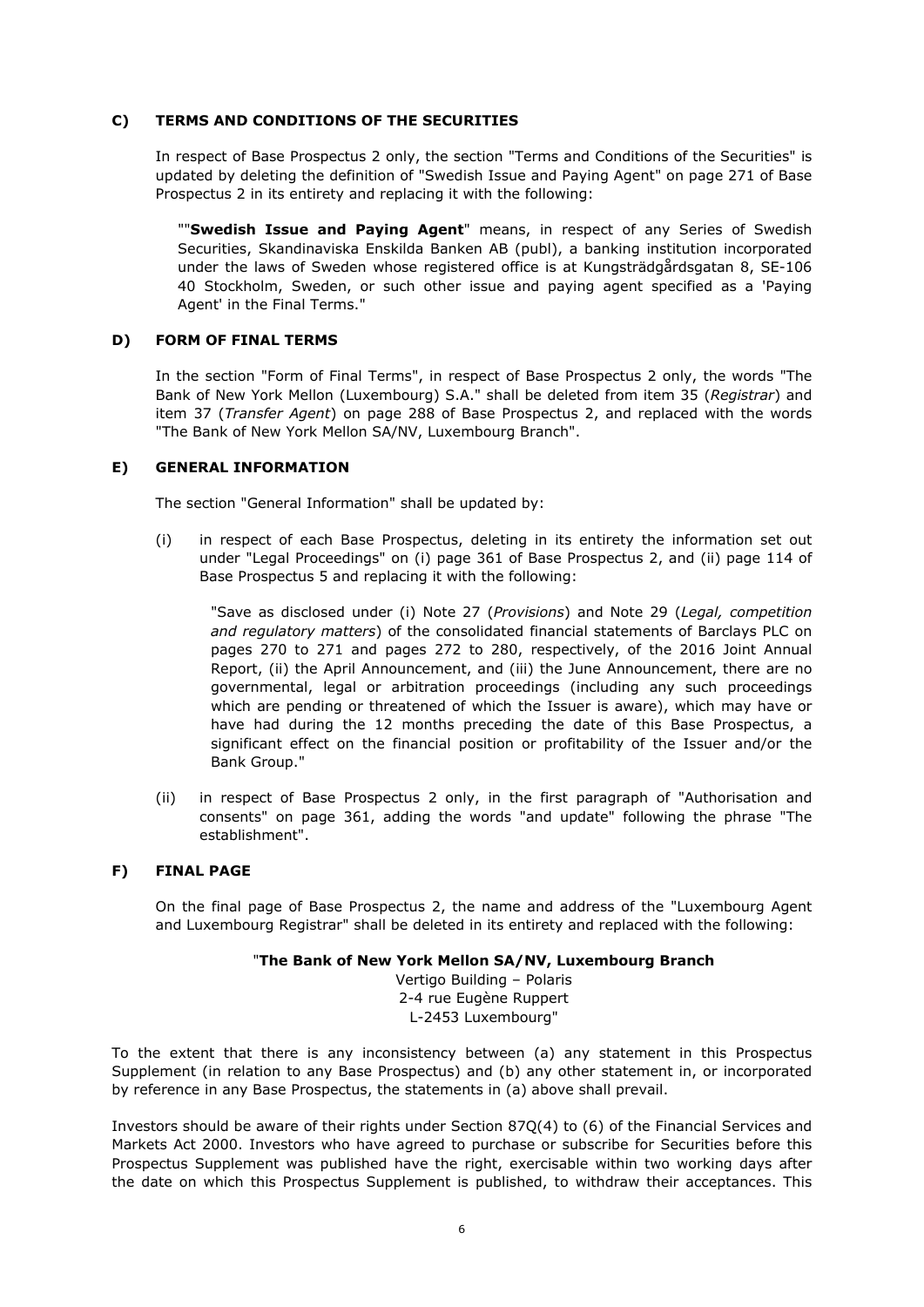### C) TERMS AND CONDITIONS OF THE SECURITIES

In respect of Base Prospectus 2 only, the section "Terms and Conditions of the Securities" is updated by deleting the definition of "Swedish Issue and Paying Agent" on page 271 of Base Prospectus 2 in its entirety and replacing it with the following:

""**Swedish Issue and Paying Agent**" means, in respect of any Series of Swedish Securities, Skandinaviska Enskilda Banken AB (publ), a banking institution incorporated under the laws of Sweden whose registered office is at Kungsträdgårdsgatan 8, SE-106 40 Stockholm, Sweden, or such other issue and paying agent specified as a 'Paying Agent' in the Final Terms."

### D) FORM OF FINAL TERMS

In the section "Form of Final Terms", in respect of Base Prospectus 2 only, the words "The Bank of New York Mellon (Luxembourg) S.A." shall be deleted from item 35 (*Registrar*) and item 37 (*Transfer Agent*) on page 288 of Base Prospectus 2, and replaced with the words "The Bank of New York Mellon SA/NV, Luxembourg Branch".

### E) GENERAL INFORMATION

The section "General Information" shall be updated by:

(i) in respect of each Base Prospectus, deleting in its entirety the information set out under "Legal Proceedings" on (i) page 361 of Base Prospectus 2, and (ii) page 114 of Base Prospectus 5 and replacing it with the following:

"Save as disclosed under (i) Note 27 (*Provisions*) and Note 29 (*Legal, competition and regulatory matters*) of the consolidated financial statements of Barclays PLC on pages 270 to 271 and pages 272 to 280, respectively, of the 2016 Joint Annual Report, (ii) the April Announcement, and (iii) the June Announcement, there are no governmental, legal or arbitration proceedings (including any such proceedings which are pending or threatened of which the Issuer is aware), which may have or have had during the 12 months preceding the date of this Base Prospectus, a significant effect on the financial position or profitability of the Issuer and/or the Bank Group."

(ii) in respect of Base Prospectus 2 only, in the first paragraph of "Authorisation and consents" on page 361, adding the words "and update" following the phrase "The establishment".

### F) FINAL PAGE

On the final page of Base Prospectus 2, the name and address of the "Luxembourg Agent and Luxembourg Registrar" shall be deleted in its entirety and replaced with the following:

"**The Bank of New York Mellon SA/NV, Luxembourg Branch**
Vertigo Building – Polaris
2-4 rue Eugène Ruppert
L-2453 Luxembourg"

To the extent that there is any inconsistency between (a) any statement in this Prospectus Supplement (in relation to any Base Prospectus) and (b) any other statement in, or incorporated by reference in any Base Prospectus, the statements in (a) above shall prevail.

Investors should be aware of their rights under Section 87Q(4) to (6) of the Financial Services and Markets Act 2000. Investors who have agreed to purchase or subscribe for Securities before this Prospectus Supplement was published have the right, exercisable within two working days after the date on which this Prospectus Supplement is published, to withdraw their acceptances. This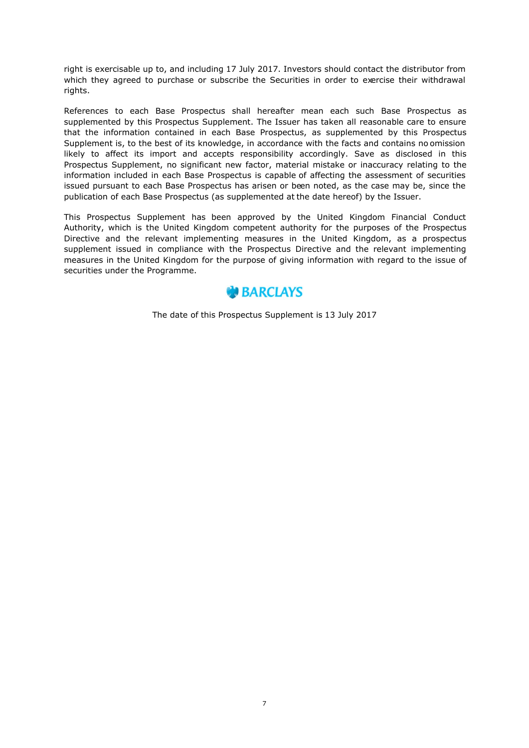right is exercisable up to, and including 17 July 2017. Investors should contact the distributor from which they agreed to purchase or subscribe the Securities in order to exercise their withdrawal rights.

References to each Base Prospectus shall hereafter mean each such Base Prospectus as supplemented by this Prospectus Supplement. The Issuer has taken all reasonable care to ensure that the information contained in each Base Prospectus, as supplemented by this Prospectus Supplement is, to the best of its knowledge, in accordance with the facts and contains no omission likely to affect its import and accepts responsibility accordingly. Save as disclosed in this Prospectus Supplement, no significant new factor, material mistake or inaccuracy relating to the information included in each Base Prospectus is capable of affecting the assessment of securities issued pursuant to each Base Prospectus has arisen or been noted, as the case may be, since the publication of each Base Prospectus (as supplemented at the date hereof) by the Issuer.

This Prospectus Supplement has been approved by the United Kingdom Financial Conduct Authority, which is the United Kingdom competent authority for the purposes of the Prospectus Directive and the relevant implementing measures in the United Kingdom, as a prospectus supplement issued in compliance with the Prospectus Directive and the relevant implementing measures in the United Kingdom for the purpose of giving information with regard to the issue of securities under the Programme.

BARCLAYS

The date of this Prospectus Supplement is 13 July 2017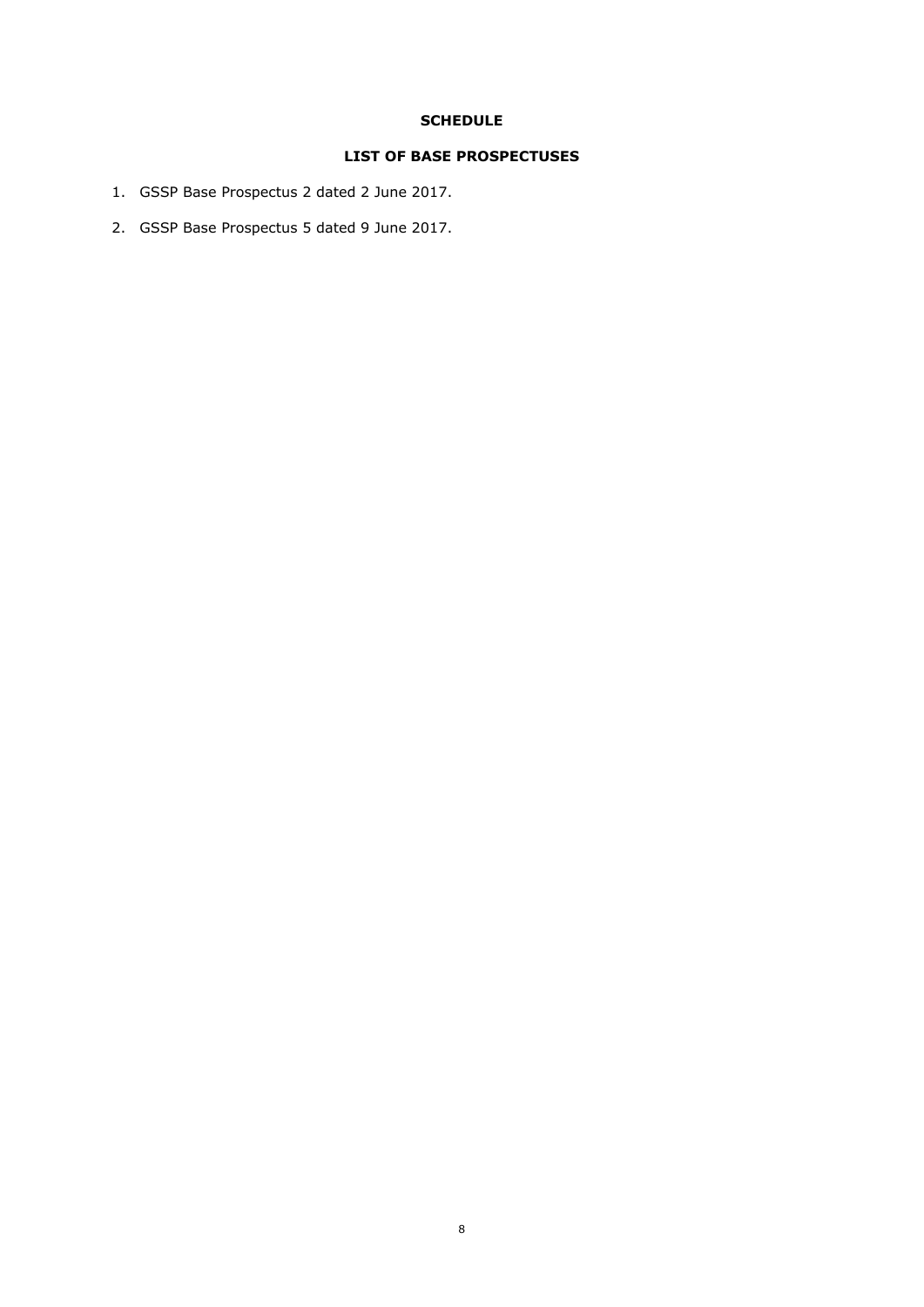# SCHEDULE

## LIST OF BASE PROSPECTUSES

1. GSSP Base Prospectus 2 dated 2 June 2017.
2. GSSP Base Prospectus 5 dated 9 June 2017.